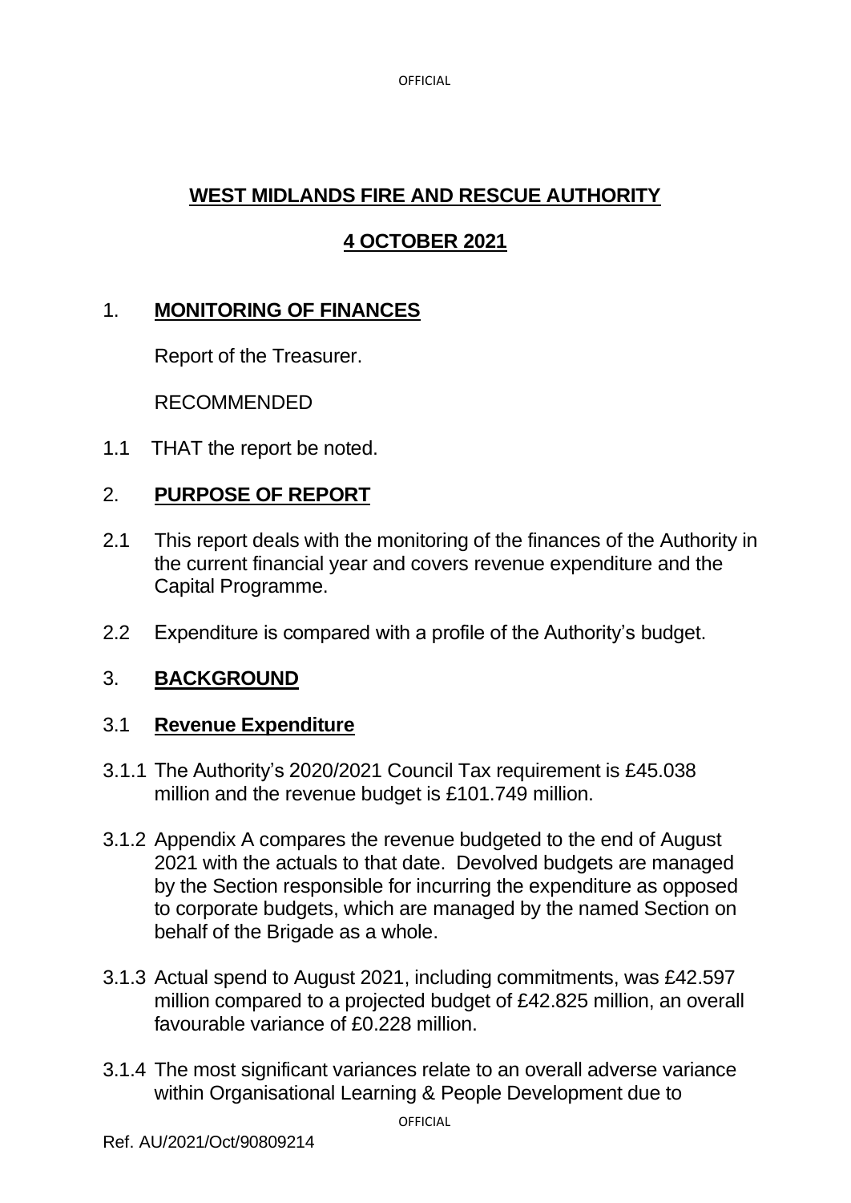# WEST MIDLANDS FIRE AND RESCUE AUTHORITY

## 4 OCTOBER 2021

## 1. MONITORING OF FINANCES

Report of the Treasurer.

RECOMMENDED

1.1 THAT the report be noted.

## 2. PURPOSE OF REPORT

2.1 This report deals with the monitoring of the finances of the Authority in the current financial year and covers revenue expenditure and the Capital Programme.

2.2 Expenditure is compared with a profile of the Authority's budget.

## 3. BACKGROUND

### 3.1 Revenue Expenditure

3.1.1 The Authority's 2020/2021 Council Tax requirement is £45.038 million and the revenue budget is £101.749 million.

3.1.2 Appendix A compares the revenue budgeted to the end of August 2021 with the actuals to that date. Devolved budgets are managed by the Section responsible for incurring the expenditure as opposed to corporate budgets, which are managed by the named Section on behalf of the Brigade as a whole.

3.1.3 Actual spend to August 2021, including commitments, was £42.597 million compared to a projected budget of £42.825 million, an overall favourable variance of £0.228 million.

3.1.4 The most significant variances relate to an overall adverse variance within Organisational Learning & People Development due to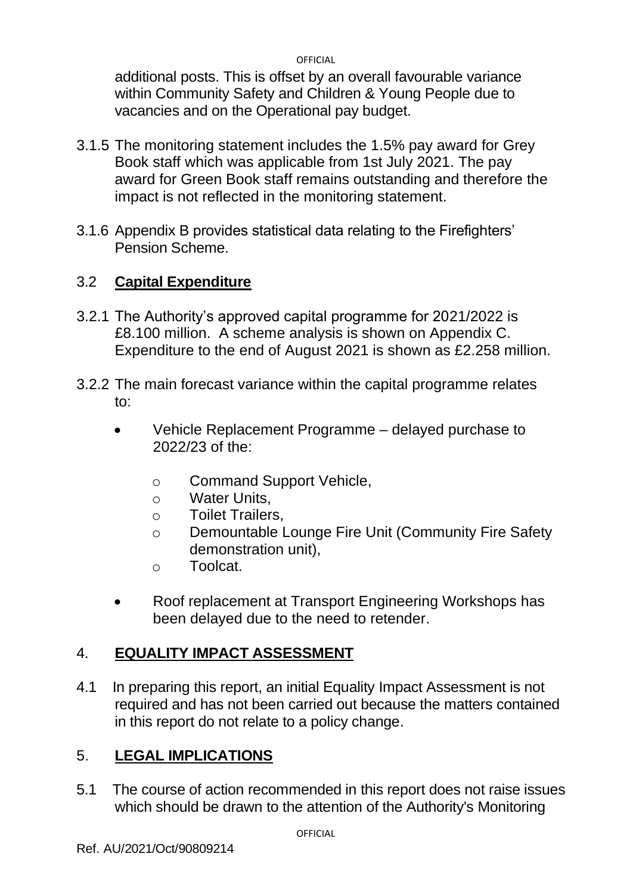additional posts. This is offset by an overall favourable variance within Community Safety and Children & Young People due to vacancies and on the Operational pay budget.

3.1.5 The monitoring statement includes the 1.5% pay award for Grey Book staff which was applicable from 1st July 2021. The pay award for Green Book staff remains outstanding and therefore the impact is not reflected in the monitoring statement.

3.1.6 Appendix B provides statistical data relating to the Firefighters' Pension Scheme.

## 3.2 **Capital Expenditure**

3.2.1 The Authority's approved capital programme for 2021/2022 is £8.100 million. A scheme analysis is shown on Appendix C. Expenditure to the end of August 2021 is shown as £2.258 million.

3.2.2 The main forecast variance within the capital programme relates to:

- Vehicle Replacement Programme – delayed purchase to 2022/23 of the:
  - Command Support Vehicle,
  - Water Units,
  - Toilet Trailers,
  - Demountable Lounge Fire Unit (Community Fire Safety demonstration unit),
  - Toolcat.
- Roof replacement at Transport Engineering Workshops has been delayed due to the need to retender.

## 4. **EQUALITY IMPACT ASSESSMENT**

4.1 In preparing this report, an initial Equality Impact Assessment is not required and has not been carried out because the matters contained in this report do not relate to a policy change.

## 5. **LEGAL IMPLICATIONS**

5.1 The course of action recommended in this report does not raise issues which should be drawn to the attention of the Authority's Monitoring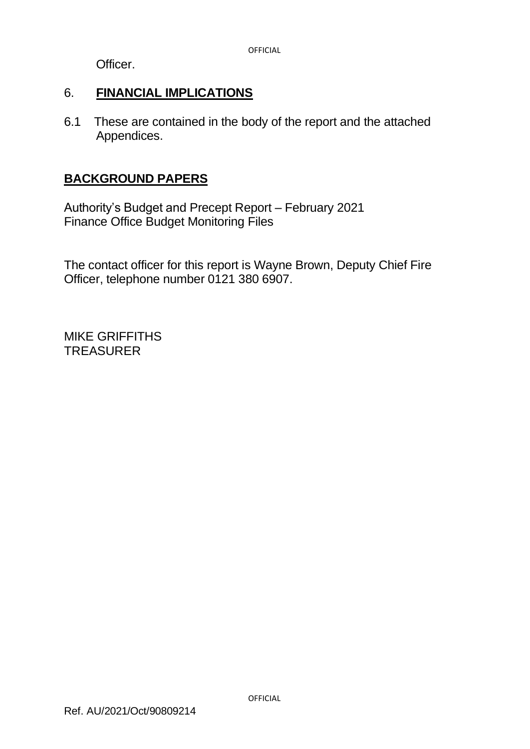Officer.

## 6. **FINANCIAL IMPLICATIONS**

6.1 These are contained in the body of the report and the attached Appendices.

## **BACKGROUND PAPERS**

Authority's Budget and Precept Report – February 2021
Finance Office Budget Monitoring Files

The contact officer for this report is Wayne Brown, Deputy Chief Fire Officer, telephone number 0121 380 6907.

MIKE GRIFFITHS
TREASURER

Ref. AU/2021/Oct/90809214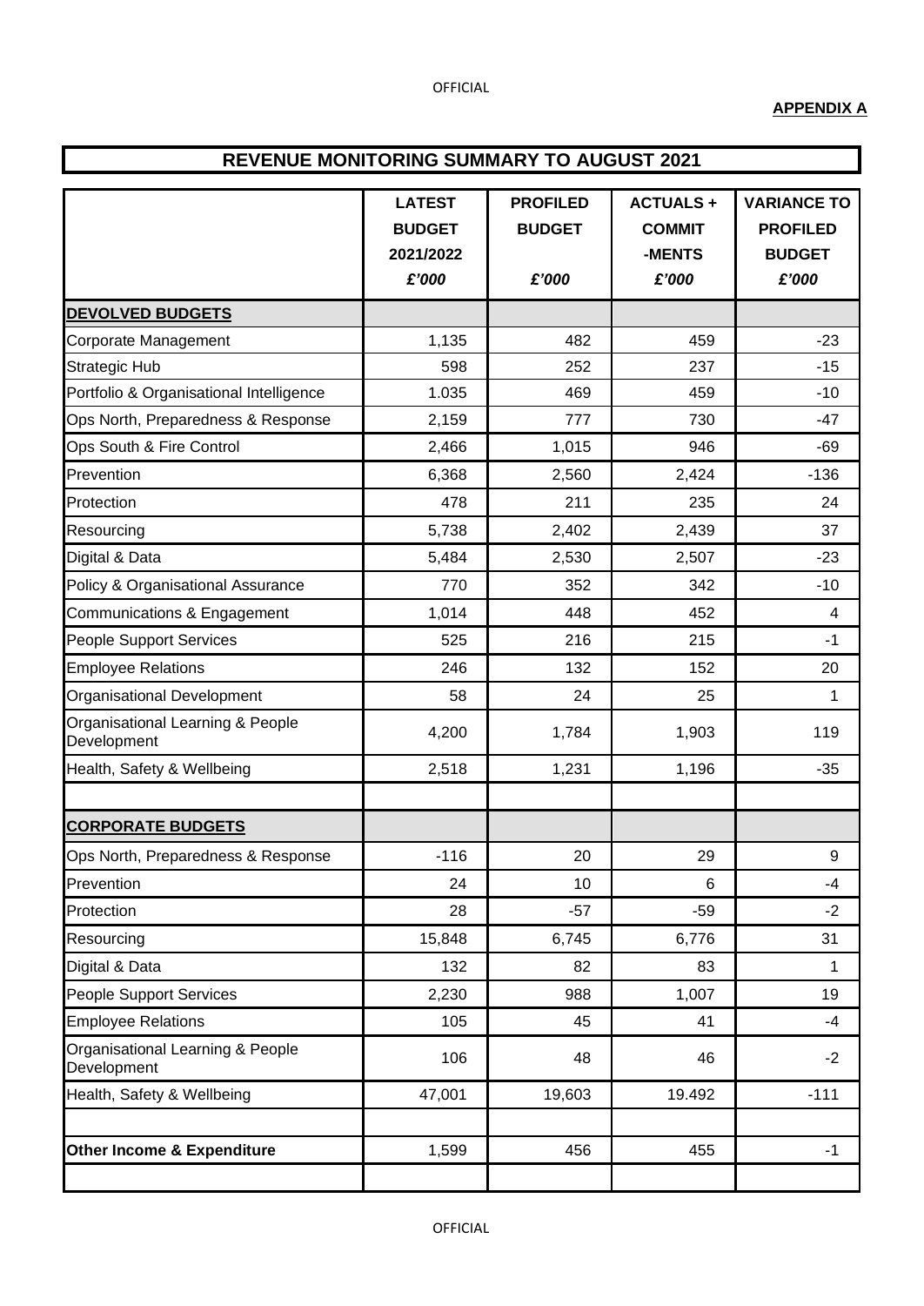**APPENDIX A**

## REVENUE MONITORING SUMMARY TO AUGUST 2021

| | LATEST BUDGET 2021/2022 *£'000* | PROFILED BUDGET *£'000* | ACTUALS + COMMIT -MENTS *£'000* | VARIANCE TO PROFILED BUDGET *£'000* |
|---|---|---|---|---|
| **DEVOLVED BUDGETS** | | | | |
| Corporate Management | 1,135 | 482 | 459 | -23 |
| Strategic Hub | 598 | 252 | 237 | -15 |
| Portfolio & Organisational Intelligence | 1.035 | 469 | 459 | -10 |
| Ops North, Preparedness & Response | 2,159 | 777 | 730 | -47 |
| Ops South & Fire Control | 2,466 | 1,015 | 946 | -69 |
| Prevention | 6,368 | 2,560 | 2,424 | -136 |
| Protection | 478 | 211 | 235 | 24 |
| Resourcing | 5,738 | 2,402 | 2,439 | 37 |
| Digital & Data | 5,484 | 2,530 | 2,507 | -23 |
| Policy & Organisational Assurance | 770 | 352 | 342 | -10 |
| Communications & Engagement | 1,014 | 448 | 452 | 4 |
| People Support Services | 525 | 216 | 215 | -1 |
| Employee Relations | 246 | 132 | 152 | 20 |
| Organisational Development | 58 | 24 | 25 | 1 |
| Organisational Learning & People Development | 4,200 | 1,784 | 1,903 | 119 |
| Health, Safety & Wellbeing | 2,518 | 1,231 | 1,196 | -35 |
| | | | | |
| **CORPORATE BUDGETS** | | | | |
| Ops North, Preparedness & Response | -116 | 20 | 29 | 9 |
| Prevention | 24 | 10 | 6 | -4 |
| Protection | 28 | -57 | -59 | -2 |
| Resourcing | 15,848 | 6,745 | 6,776 | 31 |
| Digital & Data | 132 | 82 | 83 | 1 |
| People Support Services | 2,230 | 988 | 1,007 | 19 |
| Employee Relations | 105 | 45 | 41 | -4 |
| Organisational Learning & People Development | 106 | 48 | 46 | -2 |
| Health, Safety & Wellbeing | 47,001 | 19,603 | 19.492 | -111 |
| | | | | |
| **Other Income & Expenditure** | 1,599 | 456 | 455 | -1 |
| | | | | |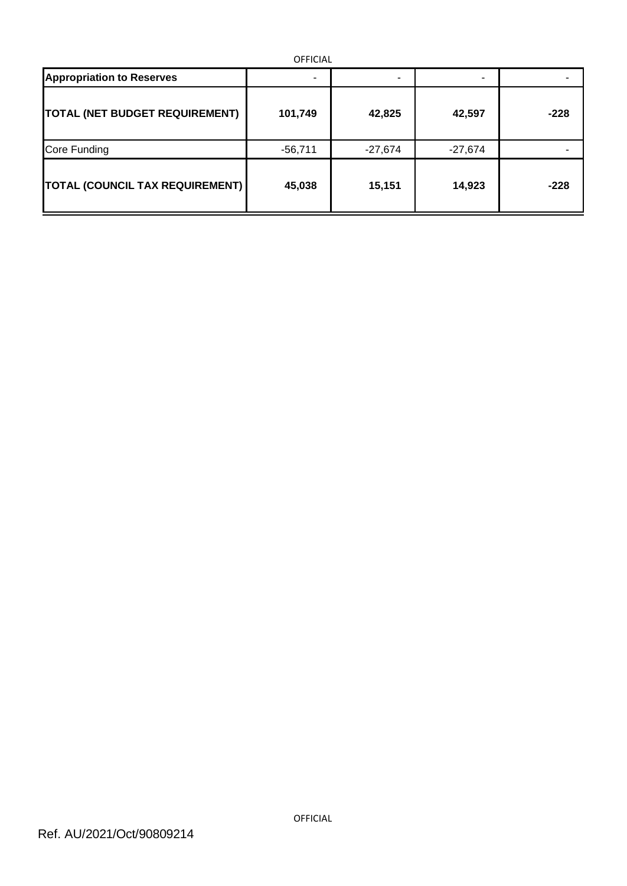| | | | | |
|---|---|---|---|---|
| **Appropriation to Reserves** | - | - | - | - |
| **TOTAL (NET BUDGET REQUIREMENT)** | **101,749** | **42,825** | **42,597** | **-228** |
| Core Funding | -56,711 | -27,674 | -27,674 | - |
| **TOTAL (COUNCIL TAX REQUIREMENT)** | **45,038** | **15,151** | **14,923** | **-228** |

Ref. AU/2021/Oct/90809214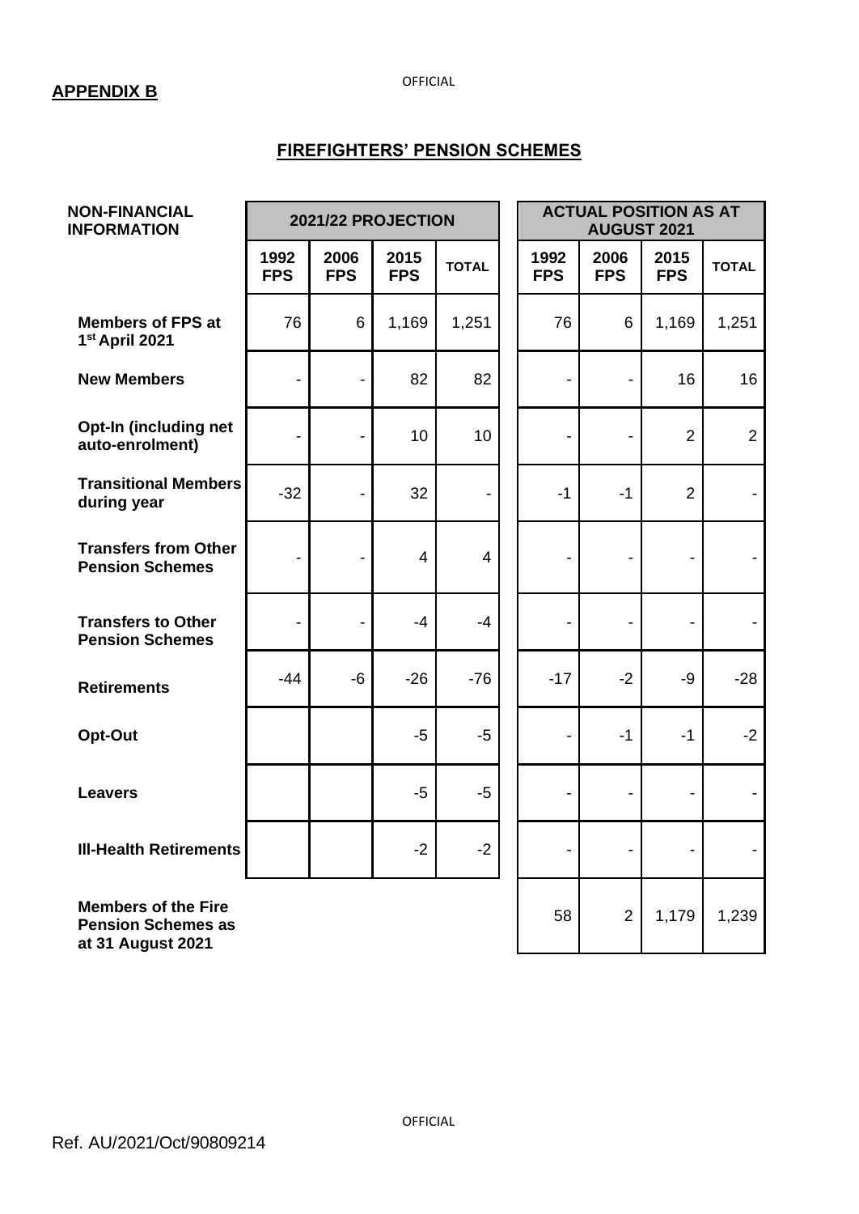**APPENDIX B**

## FIREFIGHTERS' PENSION SCHEMES

| NON-FINANCIAL INFORMATION | 2021/22 PROJECTION | | | | ACTUAL POSITION AS AT AUGUST 2021 | | | |
|---|---|---|---|---|---|---|---|---|
| | 1992 FPS | 2006 FPS | 2015 FPS | TOTAL | 1992 FPS | 2006 FPS | 2015 FPS | TOTAL |
| **Members of FPS at 1st April 2021** | 76 | 6 | 1,169 | 1,251 | 76 | 6 | 1,169 | 1,251 |
| **New Members** | - | - | 82 | 82 | - | - | 16 | 16 |
| **Opt-In (including net auto-enrolment)** | - | - | 10 | 10 | - | - | 2 | 2 |
| **Transitional Members during year** | -32 | - | 32 | - | -1 | -1 | 2 | - |
| **Transfers from Other Pension Schemes** | - | - | 4 | 4 | - | - | - | - |
| **Transfers to Other Pension Schemes** | - | - | -4 | -4 | - | - | - | - |
| **Retirements** | -44 | -6 | -26 | -76 | -17 | -2 | -9 | -28 |
| **Opt-Out** | | | -5 | -5 | - | -1 | -1 | -2 |
| **Leavers** | | | -5 | -5 | - | - | - | - |
| **Ill-Health Retirements** | | | -2 | -2 | - | - | - | - |
| **Members of the Fire Pension Schemes as at 31 August 2021** | | | | | 58 | 2 | 1,179 | 1,239 |

Ref. AU/2021/Oct/90809214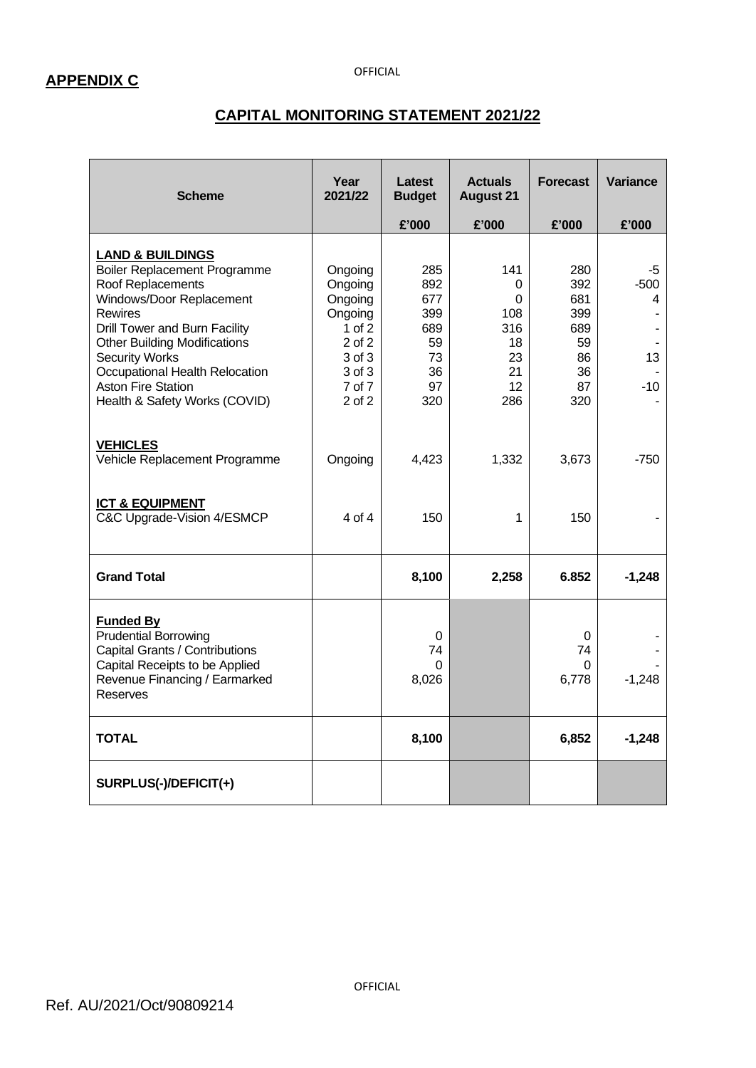**APPENDIX C**

# CAPITAL MONITORING STATEMENT 2021/22

| Scheme | Year 2021/22 | Latest Budget £'000 | Actuals August 21 £'000 | Forecast £'000 | Variance £'000 |
|---|---|---|---|---|---|
| **LAND & BUILDINGS** | | | | | |
| Boiler Replacement Programme | Ongoing | 285 | 141 | 280 | -5 |
| Roof Replacements | Ongoing | 892 | 0 | 392 | -500 |
| Windows/Door Replacement | Ongoing | 677 | 0 | 681 | 4 |
| Rewires | Ongoing | 399 | 108 | 399 | - |
| Drill Tower and Burn Facility | 1 of 2 | 689 | 316 | 689 | - |
| Other Building Modifications | 2 of 2 | 59 | 18 | 59 | - |
| Security Works | 3 of 3 | 73 | 23 | 86 | 13 |
| Occupational Health Relocation | 3 of 3 | 36 | 21 | 36 | - |
| Aston Fire Station | 7 of 7 | 97 | 12 | 87 | -10 |
| Health & Safety Works (COVID) | 2 of 2 | 320 | 286 | 320 | - |
| **VEHICLES** | | | | | |
| Vehicle Replacement Programme | Ongoing | 4,423 | 1,332 | 3,673 | -750 |
| **ICT & EQUIPMENT** | | | | | |
| C&C Upgrade-Vision 4/ESMCP | 4 of 4 | 150 | 1 | 150 | - |
| **Grand Total** | | **8,100** | **2,258** | **6.852** | **-1,248** |
| **Funded By** | | | | | |
| Prudential Borrowing | | 0 | | 0 | - |
| Capital Grants / Contributions | | 74 | | 74 | - |
| Capital Receipts to be Applied | | 0 | | 0 | - |
| Revenue Financing / Earmarked Reserves | | 8,026 | | 6,778 | -1,248 |
| **TOTAL** | | **8,100** | | **6,852** | **-1,248** |
| **SURPLUS(-)/DEFICIT(+)** | | | | | |

Ref. AU/2021/Oct/90809214